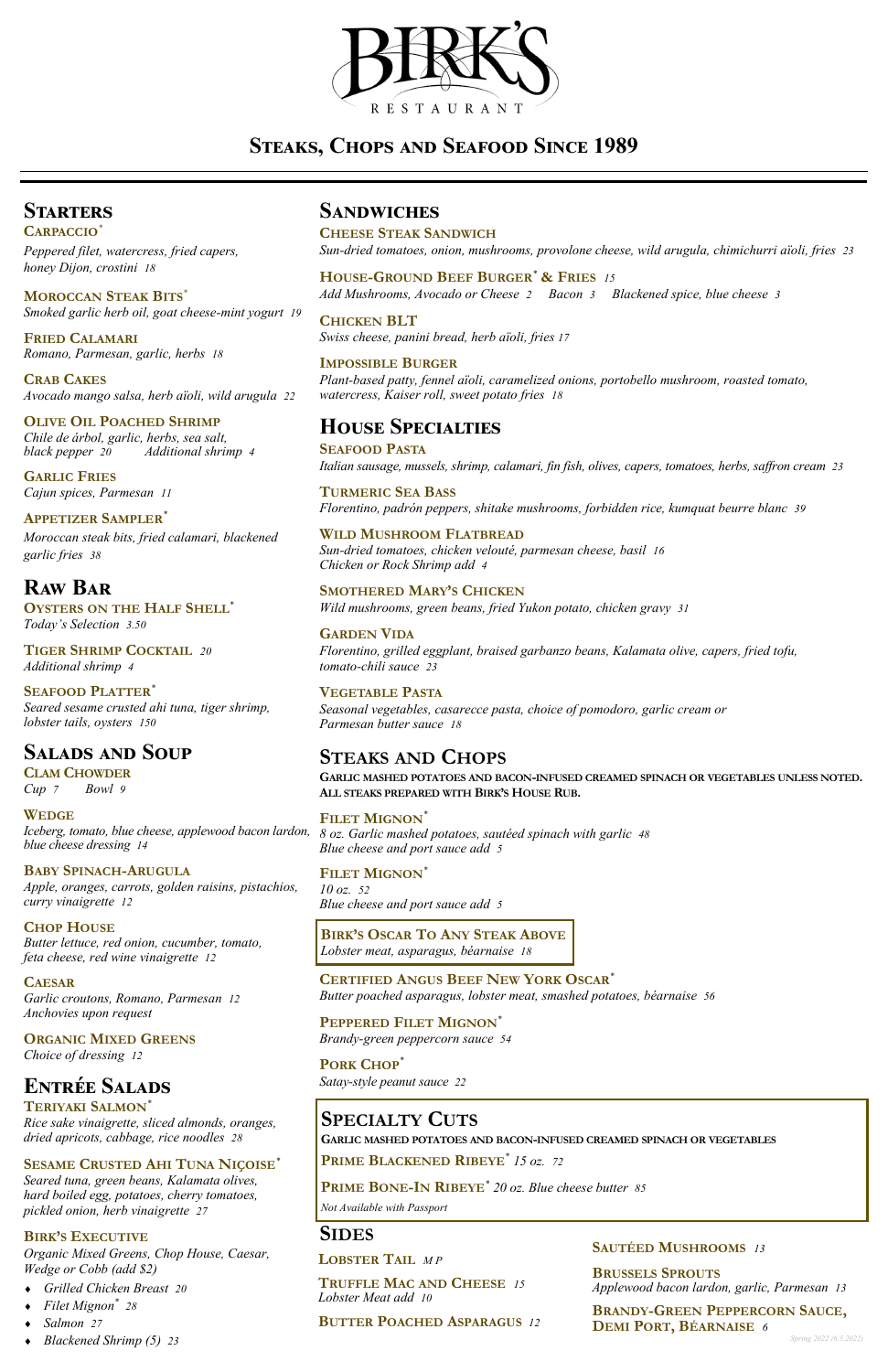# BIRK'S RESTAURANT

## Steaks, Chops and Seafood Since 1989

## Starters

**Carpaccio***
*Peppered filet, watercress, fried capers, honey Dijon, crostini 18*

**Moroccan Steak Bits***
*Smoked garlic herb oil, goat cheese-mint yogurt 19*

**Fried Calamari**
*Romano, Parmesan, garlic, herbs 18*

**Crab Cakes**
*Avocado mango salsa, herb aïoli, wild arugula 22*

**Olive Oil Poached Shrimp**
*Chile de árbol, garlic, herbs, sea salt, black pepper 20 Additional shrimp 4*

**Garlic Fries**
*Cajun spices, Parmesan 11*

**Appetizer Sampler***
*Moroccan steak bits, fried calamari, blackened garlic fries 38*

## Raw Bar

**Oysters on the Half Shell***
*Today's Selection 3.50*

**Tiger Shrimp Cocktail 20**
*Additional shrimp 4*

**Seafood Platter***
*Seared sesame crusted ahi tuna, tiger shrimp, lobster tails, oysters 150*

## Salads and Soup

**Clam Chowder**
*Cup 7 Bowl 9*

**Wedge**
*Iceberg, tomato, blue cheese, applewood bacon lardon, blue cheese dressing 14*

**Baby Spinach-Arugula**
*Apple, oranges, carrots, golden raisins, pistachios, curry vinaigrette 12*

**Chop House**
*Butter lettuce, red onion, cucumber, tomato, feta cheese, red wine vinaigrette 12*

**Caesar**
*Garlic croutons, Romano, Parmesan 12*
*Anchovies upon request*

**Organic Mixed Greens**
*Choice of dressing 12*

## Entrée Salads

**Teriyaki Salmon***
*Rice sake vinaigrette, sliced almonds, oranges, dried apricots, cabbage, rice noodles 28*

**Sesame Crusted Ahi Tuna Niçoise***
*Seared tuna, green beans, Kalamata olives, hard boiled egg, potatoes, cherry tomatoes, pickled onion, herb vinaigrette 27*

**Birk's Executive**
*Organic Mixed Greens, Chop House, Caesar, Wedge or Cobb (add $2)*

- *Grilled Chicken Breast 20*
- *Filet Mignon* 28*
- *Salmon 27*
- *Blackened Shrimp (5) 23*

## Sandwiches

**Cheese Steak Sandwich**
*Sun-dried tomatoes, onion, mushrooms, provolone cheese, wild arugula, chimichurri aïoli, fries 23*

**House-Ground Beef Burger* & Fries 15**
*Add Mushrooms, Avocado or Cheese 2 Bacon 3 Blackened spice, blue cheese 3*

**Chicken BLT**
*Swiss cheese, panini bread, herb aïoli, fries 17*

**Impossible Burger**
*Plant-based patty, fennel aïoli, caramelized onions, portobello mushroom, roasted tomato, watercress, Kaiser roll, sweet potato fries 18*

## House Specialties

**Seafood Pasta**
*Italian sausage, mussels, shrimp, calamari, fin fish, olives, capers, tomatoes, herbs, saffron cream 23*

**Turmeric Sea Bass**
*Florentino, padrón peppers, shitake mushrooms, forbidden rice, kumquat beurre blanc 39*

**Wild Mushroom Flatbread**
*Sun-dried tomatoes, chicken velouté, parmesan cheese, basil 16*
*Chicken or Rock Shrimp add 4*

**Smothered Mary's Chicken**
*Wild mushrooms, green beans, fried Yukon potato, chicken gravy 31*

**Garden Vida**
*Florentino, grilled eggplant, braised garbanzo beans, Kalamata olive, capers, fried tofu, tomato-chili sauce 23*

**Vegetable Pasta**
*Seasonal vegetables, casarecce pasta, choice of pomodoro, garlic cream or Parmesan butter sauce 18*

## Steaks and Chops

**Garlic mashed potatoes and bacon-infused creamed spinach or vegetables unless noted. All steaks prepared with Birk's House Rub.**

**Filet Mignon***
*8 oz. Garlic mashed potatoes, sautéed spinach with garlic 48*
*Blue cheese and port sauce add 5*

**Filet Mignon***
*10 oz. 52*
*Blue cheese and port sauce add 5*

**Birk's Oscar To Any Steak Above**
*Lobster meat, asparagus, béarnaise 18*

**Certified Angus Beef New York Oscar***
*Butter poached asparagus, lobster meat, smashed potatoes, béarnaise 56*

**Peppered Filet Mignon***
*Brandy-green peppercorn sauce 54*

**Pork Chop***
*Satay-style peanut sauce 22*

## Specialty Cuts

**Garlic mashed potatoes and bacon-infused creamed spinach or vegetables**

**Prime Blackened Ribeye*** *15 oz. 72*

**Prime Bone-In Ribeye*** *20 oz. Blue cheese butter 85*

*Not Available with Passport*

## Sides

**Lobster Tail** *MP*

**Truffle Mac and Cheese** *15*
*Lobster Meat add 10*

**Butter Poached Asparagus** *12*

**Sautéed Mushrooms** *13*

**Brussels Sprouts**
*Applewood bacon lardon, garlic, Parmesan 13*

**Brandy-Green Peppercorn Sauce, Demi Port, Béarnaise** *6*

*Spring 2022 (6.5.2022)*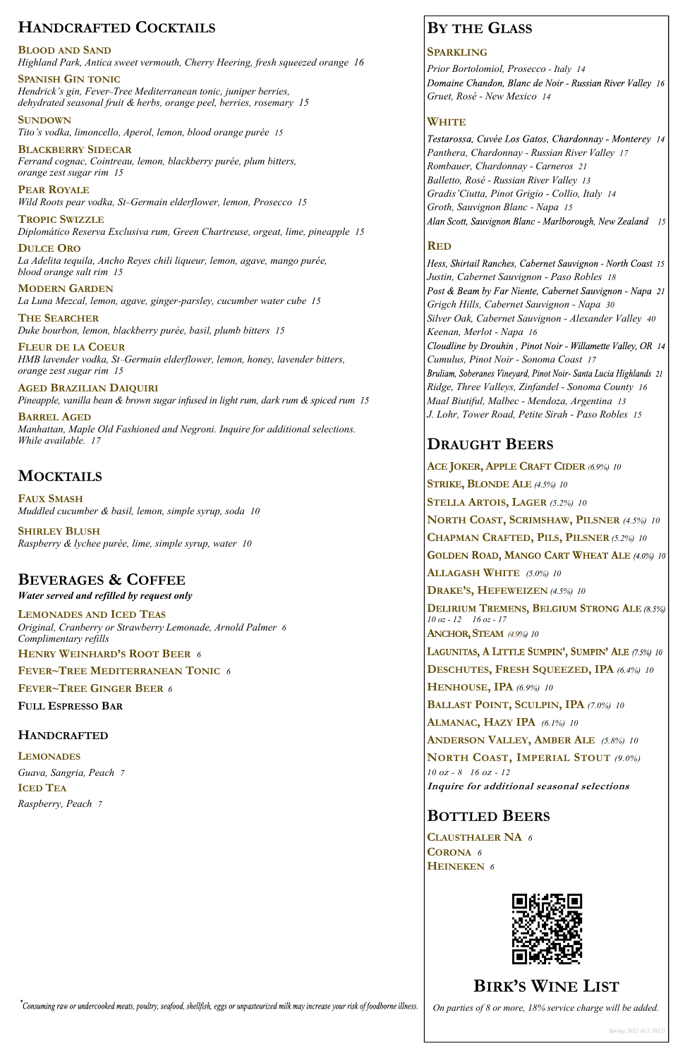# Handcrafted Cocktails

**Blood and Sand**
*Highland Park, Antica sweet vermouth, Cherry Heering, fresh squeezed orange 16*

**Spanish Gin Tonic**
*Hendrick's gin, Fever-Tree Mediterranean tonic, juniper berries, dehydrated seasonal fruit & herbs, orange peel, berries, rosemary 15*

**Sundown**
*Tito's vodka, limoncello, Aperol, lemon, blood orange purée 15*

**Blackberry Sidecar**
*Ferrand cognac, Cointreau, lemon, blackberry purée, plum bitters, orange zest sugar rim 15*

**Pear Royale**
*Wild Roots pear vodka, St~Germain elderflower, lemon, Prosecco 15*

**Tropic Swizzle**
*Diplomático Reserva Exclusiva rum, Green Chartreuse, orgeat, lime, pineapple 15*

**Dulce Oro**
*La Adelita tequila, Ancho Reyes chili liqueur, lemon, agave, mango purée, blood orange salt rim 15*

**Modern Garden**
*La Luna Mezcal, lemon, agave, ginger-parsley, cucumber water cube 15*

**The Searcher**
*Duke bourbon, lemon, blackberry purée, basil, plumb bitters 15*

**Fleur de la Coeur**
*HMB lavender vodka, St~Germain elderflower, lemon, honey, lavender bitters, orange zest sugar rim 15*

**Aged Brazilian Daiquiri**
*Pineapple, vanilla bean & brown sugar infused in light rum, dark rum & spiced rum 15*

**Barrel Aged**
*Manhattan, Maple Old Fashioned and Negroni. Inquire for additional selections. While available. 17*

# Mocktails

**Faux Smash**
*Muddled cucumber & basil, lemon, simple syrup, soda 10*

**Shirley Blush**
*Raspberry & lychee purée, lime, simple syrup, water 10*

# Beverages & Coffee

***Water served and refilled by request only***

**Lemonades and Iced Teas**
*Original, Cranberry or Strawberry Lemonade, Arnold Palmer 6*
*Complimentary refills*

**Henry Weinhard's Root Beer** *6*

**Fever~Tree Mediterranean Tonic** *6*

**Fever~Tree Ginger Beer** *6*

**Full Espresso Bar**

## Handcrafted

**Lemonades**
*Guava, Sangria, Peach 7*

**Iced Tea**
*Raspberry, Peach 7*

*Consuming raw or undercooked meats, poultry, seafood, shellfish, eggs or unpasteurized milk may increase your risk of foodborne illness.

# By the Glass

## Sparkling

*Prior Bortolomiol, Prosecco - Italy 14*
*Domaine Chandon, Blanc de Noir - Russian River Valley 16*
*Gruet, Rosé - New Mexico 14*

## White

*Testarossa, Cuvée Los Gatos, Chardonnay - Monterey 14*
*Panthera, Chardonnay - Russian River Valley 17*
*Rombauer, Chardonnay - Carneros 21*
*Balletto, Rosé - Russian River Valley 13*
*Gradis'Ciutta, Pinot Grigio - Collio, Italy 14*
*Groth, Sauvignon Blanc - Napa 15*
*Alan Scott, Sauvignon Blanc - Marlborough, New Zealand 15*

## Red

*Hess, Shirtail Ranches, Cabernet Sauvignon - North Coast 15*
*Justin, Cabernet Sauvignon - Paso Robles 18*
*Post & Beam by Far Niente, Cabernet Sauvignon - Napa 21*
*Grigch Hills, Cabernet Sauvignon - Napa 30*
*Silver Oak, Cabernet Sauvignon - Alexander Valley 40*
*Keenan, Merlot - Napa 16*
*Cloudline by Drouhin , Pinot Noir - Willamette Valley, OR 14*
*Cumulus, Pinot Noir - Sonoma Coast 17*
*Bruliam, Soberanes Vineyard, Pinot Noir- Santa Lucia Highlands 21*
*Ridge, Three Valleys, Zinfandel - Sonoma County 16*
*Maal Biutiful, Malbec - Mendoza, Argentina 13*
*J. Lohr, Tower Road, Petite Sirah - Paso Robles 15*

# Draught Beers

**Ace Joker, Apple Craft Cider** *(6.9%) 10*

**Strike, Blonde Ale** *(4.5%) 10*

**Stella Artois, Lager** *(5.2%) 10*

**North Coast, Scrimshaw, Pilsner** *(4.5%) 10*

**Chapman Crafted, Pils, Pilsner** *(5.2%) 10*

**Golden Road, Mango Cart Wheat Ale** *(4.0%) 10*

**Allagash White** *(5.0%) 10*

**Drake's, Hefeweizen** *(4.5%) 10*

**Delirium Tremens, Belgium Strong Ale** *(8.5%)*
*10 oz - 12 16 oz - 17*

**Anchor, Steam** *(4.9%) 10*

**Lagunitas, A Little Sumpin', Sumpin' Ale** *(7.5%) 10*

**Deschutes, Fresh Squeezed, IPA** *(6.4%) 10*

**Henhouse, IPA** *(6.9%) 10*

**Ballast Point, Sculpin, IPA** *(7.0%) 10*

**Almanac, Hazy IPA** *(6.1%) 10*

**Anderson Valley, Amber Ale** *(5.8%) 10*

**North Coast, Imperial Stout** *(9.0%)*
*10 oz - 8 16 oz - 12*

***Inquire for additional seasonal selections***

# Bottled Beers

**Clausthaler NA** *6*

**Corona** *6*

**Heineken** *6*

## Birk's Wine List

*On parties of 8 or more, 18% service charge will be added.*

*Spring 2022 (6.5.2022)*